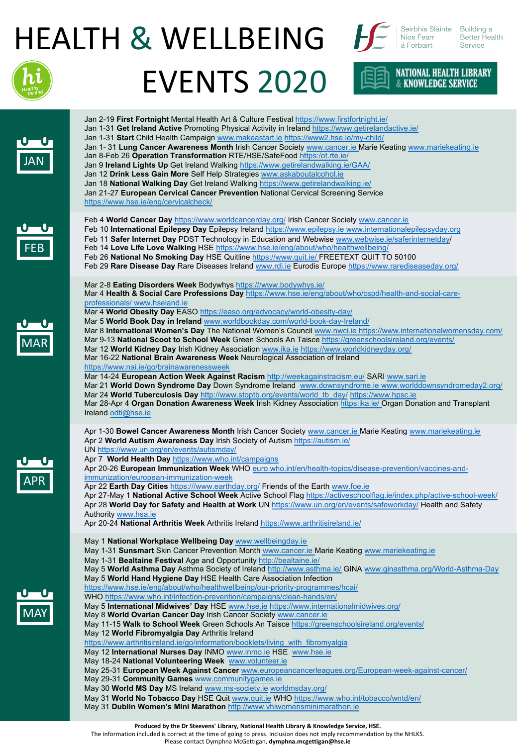# HEALTH & WELLBEING EVENTS 2020

Seirbhís Sláinte Níos Fearr á Forbairt | Building a Better Health Service

NATIONAL HEALTH LIBRARY & KNOWLEDGE SERVICE

## JAN

Jan 2-19 **First Fortnight** Mental Health Art & Culture Festival https://www.firstfortnight.ie/
Jan 1-31 **Get Ireland Active** Promoting Physical Activity in Ireland https://www.getirelandactive.ie/
Jan 1-31 **Start** Child Health Campaign www.makeastart.ie https://www2.hse.ie/my-child/
Jan 1- 31 **Lung Cancer Awareness Month** Irish Cancer Society www.cancer.ie Marie Keating www.mariekeating.ie
Jan 8-Feb 26 **Operation Transformation** RTE/HSE/SafeFood https://ot.rte.ie/
Jan 9 **Ireland Lights Up** Get Ireland Walking https://www.getirelandwalking.ie/GAA/
Jan 12 **Drink Less Gain More** Self Help Strategies www.askaboutalcohol.ie
Jan 18 **National Walking Day** Get Ireland Walking https://www.getirelandwalking.ie/
Jan 21-27 **European Cervical Cancer Prevention** National Cervical Screening Service https://www.hse.ie/eng/cervicalcheck/

## FEB

Feb 4 **World Cancer Day** https://www.worldcancerday.org/ Irish Cancer Society www.cancer.ie
Feb 10 **International Epilepsy Day** Epilepsy Ireland https://www.epilepsy.ie www.internationalepilepsyday.org
Feb 11 **Safer Internet Day** PDST Technology in Education and Webwise www.webwise.ie/saferinternetday/
Feb 14 **Love Life Love Walking** HSE https://www.hse.ie/eng/about/who/healthwellbeing/
Feb 26 **National No Smoking Day** HSE Quitline https://www.quit.ie/ FREETEXT QUIT TO 50100
Feb 29 **Rare Disease Day** Rare Diseases Ireland www.rdi.ie Eurodis Europe https://www.rarediseaseday.org/

## MAR

Mar 2-8 **Eating Disorders Week** Bodywhys https:///www.bodywhys.ie/
Mar 4 **Health & Social Care Professions Day** https://www.hse.ie/eng/about/who/cspd/health-and-social-care-professionals/ www.hseland.ie
Mar 4 **World Obesity Day** EASO https://easo.org/advocacy/world-obesity-day/
Mar 5 **World Book Day in Ireland** www.worldbookday.com/world-book-day-Ireland/
Mar 8 **International Women's Day** The National Women's Council www.nwci.ie https://www.internationalwomensday.com/
Mar 9-13 **National Scoot to School Week** Green Schools An Taisce https://greenschoolsireland.org/events/
Mar 12 **World Kidney Day** Irish Kidney Association www.ika.ie https://www.worldkidneyday.org/
Mar 16-22 **National Brain Awareness Week** Neurological Association of Ireland https://www.nai.ie/go/brainawarenessweek
Mar 14-24 **European Action Week Against Racism** http://weekagainstracism.eu/ SARI www.sari.ie
Mar 21 **World Down Syndrome Day** Down Syndrome Ireland www.downsyndrome.ie www.worlddownsyndromeday2.org/
Mar 24 **World Tuberculosis Day** http://www.stoptb.org/events/world_tb_day/ https://www.hpsc.ie
Mar 28-Apr 4 **Organ Donation Awareness Week** Irish Kidney Association https:ika.ie/ Organ Donation and Transplant Ireland odti@hse.ie

## APR

Apr 1-30 **Bowel Cancer Awareness Month** Irish Cancer Society www.cancer.ie Marie Keating www.mariekeating.ie
Apr 2 **World Autism Awareness Day** Irish Society of Autism https://autism.ie/
UN https://www.un.org/en/events/autismday/
Apr 7 **World Health Day** https://www.who.int/campaigns
Apr 20-26 **European Immunization Week** WHO euro.who.int/en/health-topics/disease-prevention/vaccines-and-immunization/european-immunization-week
Apr 22 **Earth Day Cities** https://www.earthday.org/ Friends of the Earth www.foe.ie
Apr 27-May 1 **National Active School Week** Active School Flag https://activeschoolflag.ie/index.php/active-school-week/
Apr 28 **World Day for Safety and Health at Work** UN https://www.un.org/en/events/safeworkday/ Health and Safety Authority www.hsa.ie
Apr 20-24 **National Arthritis Week** Arthritis Ireland https://www.arthritisireland.ie/

## MAY

May 1 **National Workplace Wellbeing Day** www.wellbeingday.ie
May 1-31 **Sunsmart** Skin Cancer Prevention Month www.cancer.ie Marie Keating www.mariekeating.ie
May 1-31 **Bealtaine Festival** Age and Opportunity http://bealtaine.ie/
May 5 **World Asthma Day** Asthma Society of Ireland http://www.asthma.ie/ GINA www.ginasthma.org/World-Asthma-Day
May 5 **World Hand Hygiene Day** HSE Health Care Association Infection https://www.hse.ie/eng/about/who/healthwellbeing/our-priority-programmes/hcai/
WHO https://www.who.int/infection-prevention/campaigns/clean-hands/en/
May 5 **International Midwives' Day** HSE www.hse.ie https://www.internationalmidwives.org/
May 8 **World Ovarian Cancer Day** Irish Cancer Society www.cancer.ie
May 11-15 **Walk to School Week** Green Schools An Taisce https://greenschoolsireland.org/events/
May 12 **World Fibromyalgia Day** Arthritis Ireland https://www.arthritisireland.ie/go/information/booklets/living_with_fibromyalgia
May 12 **International Nurses Day** INMO www.inmo.ie HSE www.hse.ie
May 18-24 **National Volunteering Week** www.volunteer.ie
May 25-31 **European Week Against Cancer** www.europeancancerleagues.org/European-week-against-cancer/
May 29-31 **Community Games** www.communitygames.ie
May 30 **World MS Day** MS Ireland www.ms-society.ie worldmsday.org/
May 31 **World No Tobacco Day** HSE Quit www.quit.ie WHO https://www.who.int/tobacco/wntd/en/
May 31 **Dublin Women's Mini Marathon** http://www.vhiwomensminimarathon.ie

**Produced by the Dr Steevens' Library, National Health Library & Knowledge Service, HSE.**
The information included is correct at the time of going to press. Inclusion does not imply recommendation by the NHLKS.
Please contact Dymphna McGettigan, **dymphna.mcgettigan@hse.ie**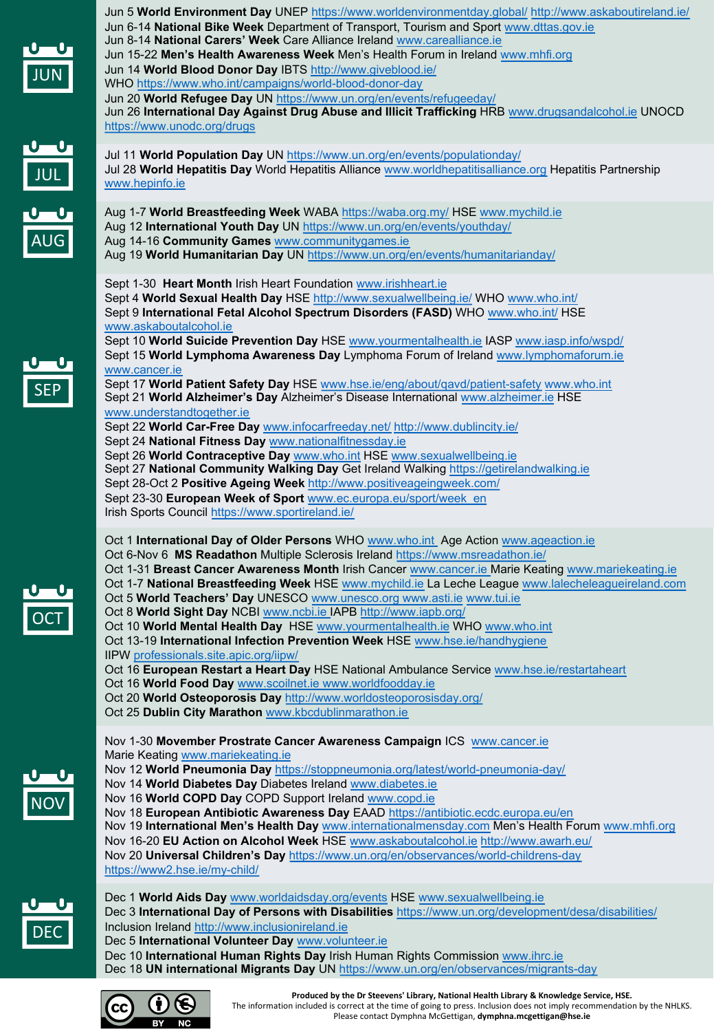## JUN

Jun 5 **World Environment Day** UNEP https://www.worldenvironmentday.global/ http://www.askaboutireland.ie/
Jun 6-14 **National Bike Week** Department of Transport, Tourism and Sport www.dttas.gov.ie
Jun 8-14 **National Carers' Week** Care Alliance Ireland www.carealliance.ie
Jun 15-22 **Men's Health Awareness Week** Men's Health Forum in Ireland www.mhfi.org
Jun 14 **World Blood Donor Day** IBTS http://www.giveblood.ie/
WHO https://www.who.int/campaigns/world-blood-donor-day
Jun 20 **World Refugee Day** UN https://www.un.org/en/events/refugeeday/
Jun 26 **International Day Against Drug Abuse and Illicit Trafficking** HRB www.drugsandalcohol.ie UNOCD https://www.unodc.org/drugs

## JUL

Jul 11 **World Population Day** UN https://www.un.org/en/events/populationday/
Jul 28 **World Hepatitis Day** World Hepatitis Alliance www.worldhepatitisalliance.org Hepatitis Partnership www.hepinfo.ie

## AUG

Aug 1-7 **World Breastfeeding Week** WABA https://waba.org.my/ HSE www.mychild.ie
Aug 12 **International Youth Day** UN https://www.un.org/en/events/youthday/
Aug 14-16 **Community Games** www.communitygames.ie
Aug 19 **World Humanitarian Day** UN https://www.un.org/en/events/humanitarianday/

## SEP

Sept 1-30 **Heart Month** Irish Heart Foundation www.irishheart.ie
Sept 4 **World Sexual Health Day** HSE http://www.sexualwellbeing.ie/ WHO www.who.int/
Sept 9 **International Fetal Alcohol Spectrum Disorders (FASD)** WHO www.who.int/ HSE www.askaboutalcohol.ie
Sept 10 **World Suicide Prevention Day** HSE www.yourmentalhealth.ie IASP www.iasp.info/wspd/
Sept 15 **World Lymphoma Awareness Day** Lymphoma Forum of Ireland www.lymphomaforum.ie www.cancer.ie
Sept 17 **World Patient Safety Day** HSE www.hse.ie/eng/about/qavd/patient-safety www.who.int
Sept 21 **World Alzheimer's Day** Alzheimer's Disease International www.alzheimer.ie HSE www.understandtogether.ie
Sept 22 **World Car-Free Day** www.infocarfreeday.net/ http://www.dublincity.ie/
Sept 24 **National Fitness Day** www.nationalfitnessday.ie
Sept 26 **World Contraceptive Day** www.who.int HSE www.sexualwellbeing.ie
Sept 27 **National Community Walking Day** Get Ireland Walking https://getirelandwalking.ie
Sept 28-Oct 2 **Positive Ageing Week** http://www.positiveageingweek.com/
Sept 23-30 **European Week of Sport** www.ec.europa.eu/sport/week_en
Irish Sports Council https://www.sportireland.ie/

## OCT

Oct 1 **International Day of Older Persons** WHO www.who.int Age Action www.ageaction.ie
Oct 6-Nov 6 **MS Readathon** Multiple Sclerosis Ireland https://www.msreadathon.ie/
Oct 1-31 **Breast Cancer Awareness Month** Irish Cancer www.cancer.ie Marie Keating www.mariekeating.ie
Oct 1-7 **National Breastfeeding Week** HSE www.mychild.ie La Leche League www.lalecheleagueireland.com
Oct 5 **World Teachers' Day** UNESCO www.unesco.org www.asti.ie www.tui.ie
Oct 8 **World Sight Day** NCBI www.ncbi.ie IAPB http://www.iapb.org/
Oct 10 **World Mental Health Day** HSE www.yourmentalhealth.ie WHO www.who.int
Oct 13-19 **International Infection Prevention Week** HSE www.hse.ie/handhygiene
IIPW professionals.site.apic.org/iipw/
Oct 16 **European Restart a Heart Day** HSE National Ambulance Service www.hse.ie/restartaheart
Oct 16 **World Food Day** www.scoilnet.ie www.worldfoodday.ie
Oct 20 **World Osteoporosis Day** http://www.worldosteoporosisday.org/
Oct 25 **Dublin City Marathon** www.kbcdublinmarathon.ie

## NOV

Nov 1-30 **Movember Prostrate Cancer Awareness Campaign** ICS www.cancer.ie
Marie Keating www.mariekeating.ie
Nov 12 **World Pneumonia Day** https://stoppneumonia.org/latest/world-pneumonia-day/
Nov 14 **World Diabetes Day** Diabetes Ireland www.diabetes.ie
Nov 16 **World COPD Day** COPD Support Ireland www.copd.ie
Nov 18 **European Antibiotic Awareness Day** EAAD https://antibiotic.ecdc.europa.eu/en
Nov 19 **International Men's Health Day** www.internationalmensday.com Men's Health Forum www.mhfi.org
Nov 16-20 **EU Action on Alcohol Week** HSE www.askaboutalcohol.ie http://www.awarh.eu/
Nov 20 **Universal Children's Day** https://www.un.org/en/observances/world-childrens-day https://www2.hse.ie/my-child/

## DEC

Dec 1 **World Aids Day** www.worldaidsday.org/events HSE www.sexualwellbeing.ie
Dec 3 **International Day of Persons with Disabilities** https://www.un.org/development/desa/disabilities/
Inclusion Ireland http://www.inclusionireland.ie
Dec 5 **International Volunteer Day** www.volunteer.ie
Dec 10 **International Human Rights Day** Irish Human Rights Commission www.ihrc.ie
Dec 18 **UN international Migrants Day** UN https://www.un.org/en/observances/migrants-day

cc BY NC

**Produced by the Dr Steevens' Library, National Health Library & Knowledge Service, HSE.**
The information included is correct at the time of going to press. Inclusion does not imply recommendation by the NHLKS.
Please contact Dymphna McGettigan, **dymphna.mcgettigan@hse.ie**